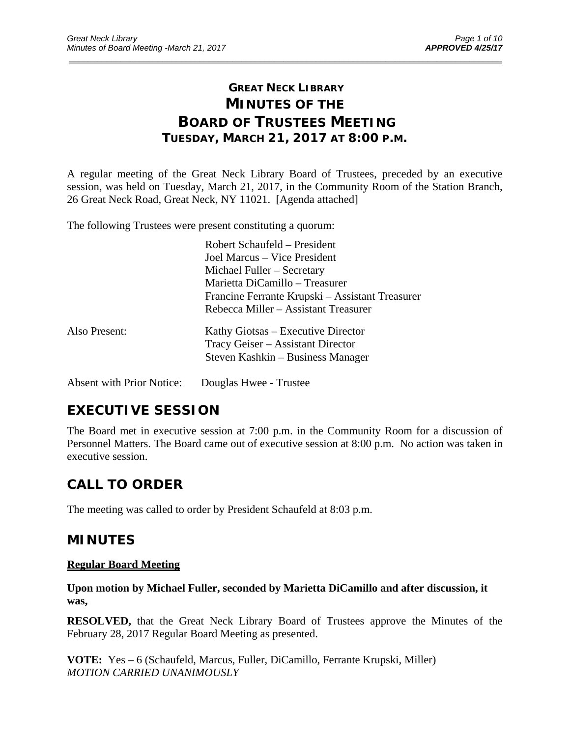# GREAT NECK LIBRARY
# MINUTES OF THE
# BOARD OF TRUSTEES MEETING
### TUESDAY, MARCH 21, 2017 AT 8:00 P.M.

A regular meeting of the Great Neck Library Board of Trustees, preceded by an executive session, was held on Tuesday, March 21, 2017, in the Community Room of the Station Branch, 26 Great Neck Road, Great Neck, NY 11021. [Agenda attached]

The following Trustees were present constituting a quorum:

Robert Schaufeld – President
Joel Marcus – Vice President
Michael Fuller – Secretary
Marietta DiCamillo – Treasurer
Francine Ferrante Krupski – Assistant Treasurer
Rebecca Miller – Assistant Treasurer

Also Present:

Kathy Giotsas – Executive Director
Tracy Geiser – Assistant Director
Steven Kashkin – Business Manager

Absent with Prior Notice: Douglas Hwee - Trustee

## EXECUTIVE SESSION

The Board met in executive session at 7:00 p.m. in the Community Room for a discussion of Personnel Matters. The Board came out of executive session at 8:00 p.m. No action was taken in executive session.

## CALL TO ORDER

The meeting was called to order by President Schaufeld at 8:03 p.m.

## MINUTES

**Regular Board Meeting**

**Upon motion by Michael Fuller, seconded by Marietta DiCamillo and after discussion, it was,**

**RESOLVED,** that the Great Neck Library Board of Trustees approve the Minutes of the February 28, 2017 Regular Board Meeting as presented.

**VOTE:** Yes – 6 (Schaufeld, Marcus, Fuller, DiCamillo, Ferrante Krupski, Miller)
*MOTION CARRIED UNANIMOUSLY*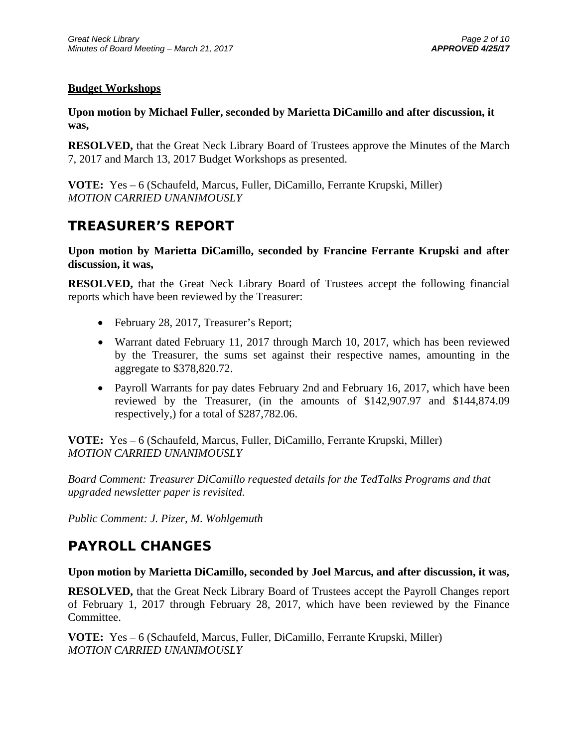**Budget Workshops**

**Upon motion by Michael Fuller, seconded by Marietta DiCamillo and after discussion, it was,**

**RESOLVED,** that the Great Neck Library Board of Trustees approve the Minutes of the March 7, 2017 and March 13, 2017 Budget Workshops as presented.

**VOTE:** Yes – 6 (Schaufeld, Marcus, Fuller, DiCamillo, Ferrante Krupski, Miller)
*MOTION CARRIED UNANIMOUSLY*

## TREASURER'S REPORT

**Upon motion by Marietta DiCamillo, seconded by Francine Ferrante Krupski and after discussion, it was,**

**RESOLVED,** that the Great Neck Library Board of Trustees accept the following financial reports which have been reviewed by the Treasurer:

- February 28, 2017, Treasurer's Report;
- Warrant dated February 11, 2017 through March 10, 2017, which has been reviewed by the Treasurer, the sums set against their respective names, amounting in the aggregate to $378,820.72.
- Payroll Warrants for pay dates February 2nd and February 16, 2017, which have been reviewed by the Treasurer, (in the amounts of $142,907.97 and $144,874.09 respectively,) for a total of $287,782.06.

**VOTE:** Yes – 6 (Schaufeld, Marcus, Fuller, DiCamillo, Ferrante Krupski, Miller)
*MOTION CARRIED UNANIMOUSLY*

*Board Comment: Treasurer DiCamillo requested details for the TedTalks Programs and that upgraded newsletter paper is revisited.*

*Public Comment: J. Pizer, M. Wohlgemuth*

## PAYROLL CHANGES

**Upon motion by Marietta DiCamillo, seconded by Joel Marcus, and after discussion, it was,**

**RESOLVED,** that the Great Neck Library Board of Trustees accept the Payroll Changes report of February 1, 2017 through February 28, 2017, which have been reviewed by the Finance Committee.

**VOTE:** Yes – 6 (Schaufeld, Marcus, Fuller, DiCamillo, Ferrante Krupski, Miller)
*MOTION CARRIED UNANIMOUSLY*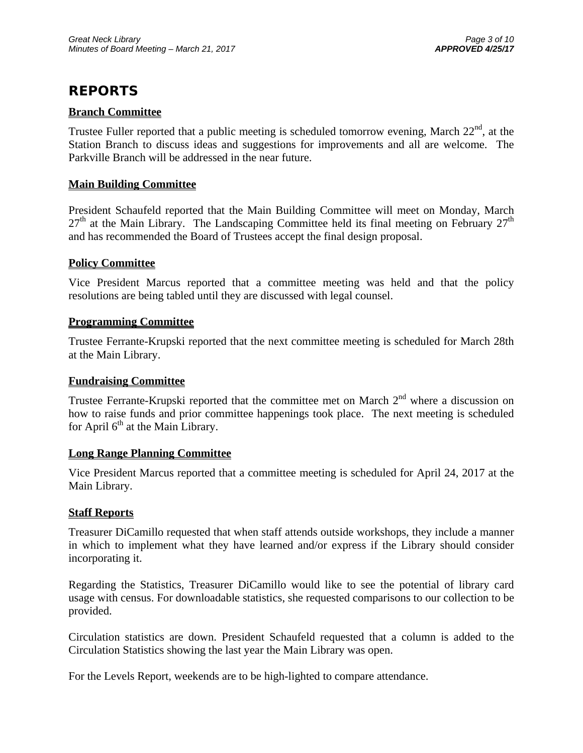# REPORTS

### Branch Committee

Trustee Fuller reported that a public meeting is scheduled tomorrow evening, March 22nd, at the Station Branch to discuss ideas and suggestions for improvements and all are welcome. The Parkville Branch will be addressed in the near future.

### Main Building Committee

President Schaufeld reported that the Main Building Committee will meet on Monday, March 27th at the Main Library. The Landscaping Committee held its final meeting on February 27th and has recommended the Board of Trustees accept the final design proposal.

### Policy Committee

Vice President Marcus reported that a committee meeting was held and that the policy resolutions are being tabled until they are discussed with legal counsel.

### Programming Committee

Trustee Ferrante-Krupski reported that the next committee meeting is scheduled for March 28th at the Main Library.

### Fundraising Committee

Trustee Ferrante-Krupski reported that the committee met on March 2nd where a discussion on how to raise funds and prior committee happenings took place. The next meeting is scheduled for April 6th at the Main Library.

### Long Range Planning Committee

Vice President Marcus reported that a committee meeting is scheduled for April 24, 2017 at the Main Library.

### Staff Reports

Treasurer DiCamillo requested that when staff attends outside workshops, they include a manner in which to implement what they have learned and/or express if the Library should consider incorporating it.

Regarding the Statistics, Treasurer DiCamillo would like to see the potential of library card usage with census. For downloadable statistics, she requested comparisons to our collection to be provided.

Circulation statistics are down. President Schaufeld requested that a column is added to the Circulation Statistics showing the last year the Main Library was open.

For the Levels Report, weekends are to be high-lighted to compare attendance.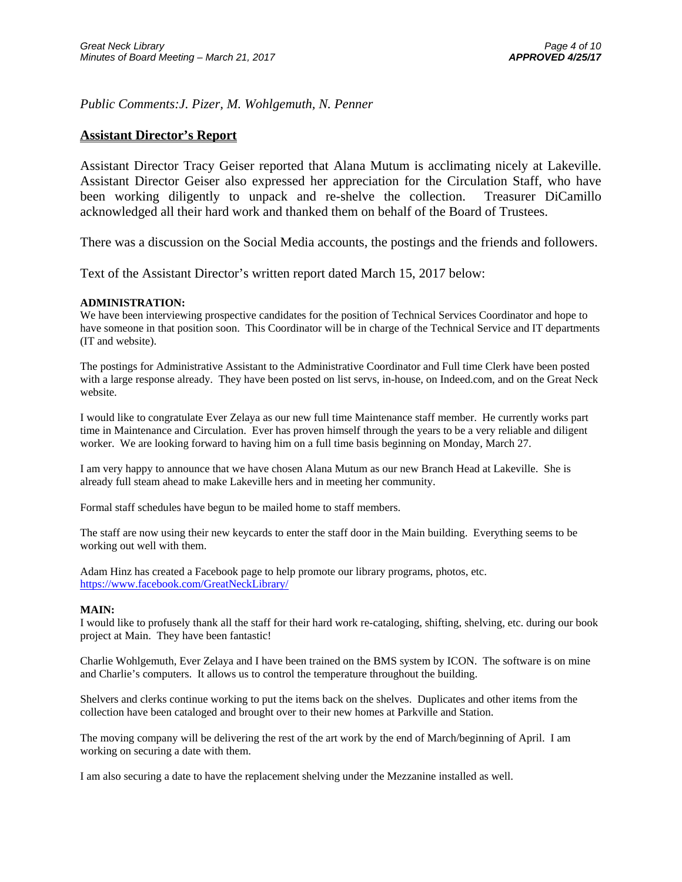*Public Comments:J. Pizer, M. Wohlgemuth, N. Penner*

## Assistant Director's Report

Assistant Director Tracy Geiser reported that Alana Mutum is acclimating nicely at Lakeville. Assistant Director Geiser also expressed her appreciation for the Circulation Staff, who have been working diligently to unpack and re-shelve the collection. Treasurer DiCamillo acknowledged all their hard work and thanked them on behalf of the Board of Trustees.

There was a discussion on the Social Media accounts, the postings and the friends and followers.

Text of the Assistant Director's written report dated March 15, 2017 below:

**ADMINISTRATION:**

We have been interviewing prospective candidates for the position of Technical Services Coordinator and hope to have someone in that position soon. This Coordinator will be in charge of the Technical Service and IT departments (IT and website).

The postings for Administrative Assistant to the Administrative Coordinator and Full time Clerk have been posted with a large response already. They have been posted on list servs, in-house, on Indeed.com, and on the Great Neck website.

I would like to congratulate Ever Zelaya as our new full time Maintenance staff member. He currently works part time in Maintenance and Circulation. Ever has proven himself through the years to be a very reliable and diligent worker. We are looking forward to having him on a full time basis beginning on Monday, March 27.

I am very happy to announce that we have chosen Alana Mutum as our new Branch Head at Lakeville. She is already full steam ahead to make Lakeville hers and in meeting her community.

Formal staff schedules have begun to be mailed home to staff members.

The staff are now using their new keycards to enter the staff door in the Main building. Everything seems to be working out well with them.

Adam Hinz has created a Facebook page to help promote our library programs, photos, etc.
https://www.facebook.com/GreatNeckLibrary/

**MAIN:**

I would like to profusely thank all the staff for their hard work re-cataloging, shifting, shelving, etc. during our book project at Main. They have been fantastic!

Charlie Wohlgemuth, Ever Zelaya and I have been trained on the BMS system by ICON. The software is on mine and Charlie's computers. It allows us to control the temperature throughout the building.

Shelvers and clerks continue working to put the items back on the shelves. Duplicates and other items from the collection have been cataloged and brought over to their new homes at Parkville and Station.

The moving company will be delivering the rest of the art work by the end of March/beginning of April. I am working on securing a date with them.

I am also securing a date to have the replacement shelving under the Mezzanine installed as well.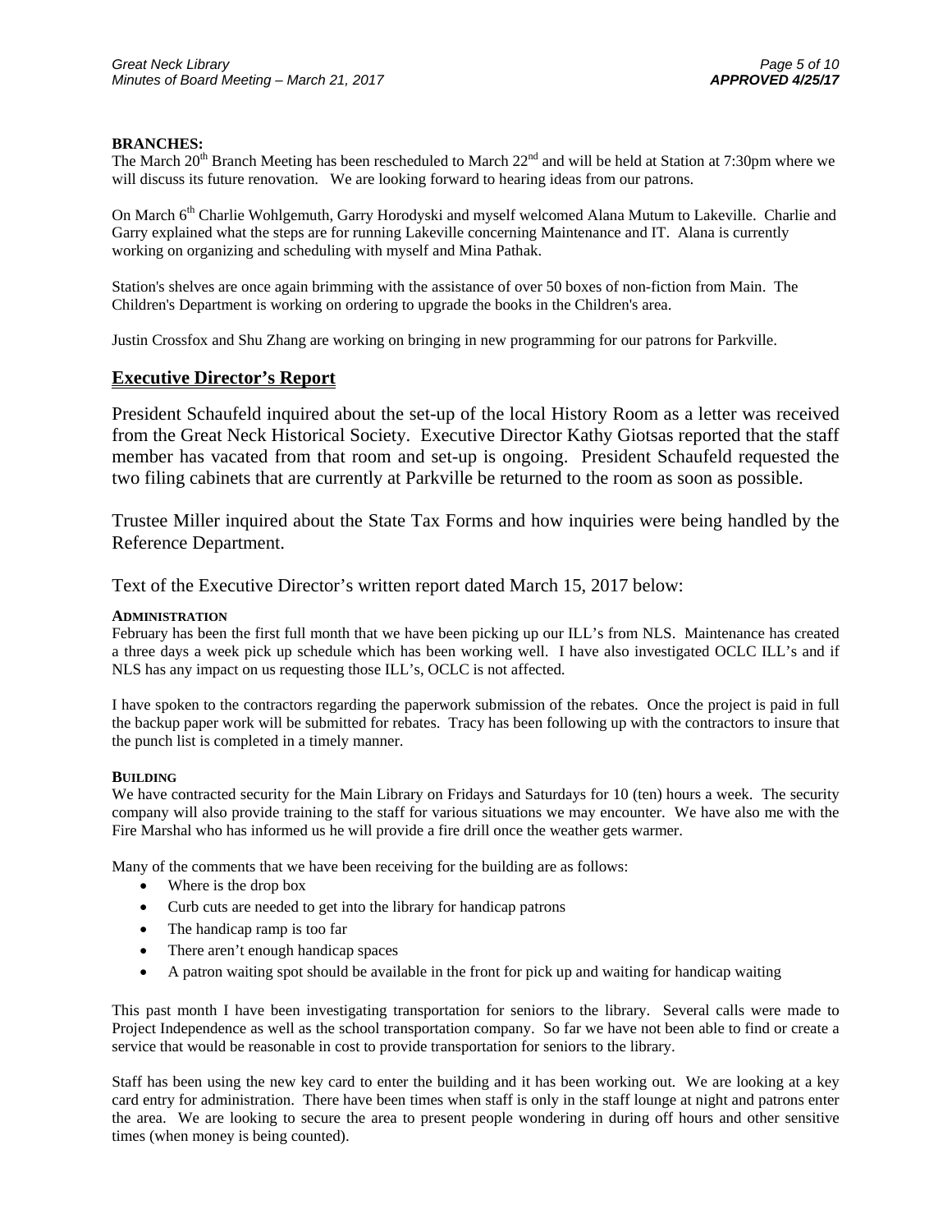**BRANCHES:**
The March 20th Branch Meeting has been rescheduled to March 22nd and will be held at Station at 7:30pm where we will discuss its future renovation. We are looking forward to hearing ideas from our patrons.

On March 6th Charlie Wohlgemuth, Garry Horodyski and myself welcomed Alana Mutum to Lakeville. Charlie and Garry explained what the steps are for running Lakeville concerning Maintenance and IT. Alana is currently working on organizing and scheduling with myself and Mina Pathak.

Station's shelves are once again brimming with the assistance of over 50 boxes of non-fiction from Main. The Children's Department is working on ordering to upgrade the books in the Children's area.

Justin Crossfox and Shu Zhang are working on bringing in new programming for our patrons for Parkville.

## Executive Director's Report

President Schaufeld inquired about the set-up of the local History Room as a letter was received from the Great Neck Historical Society. Executive Director Kathy Giotsas reported that the staff member has vacated from that room and set-up is ongoing. President Schaufeld requested the two filing cabinets that are currently at Parkville be returned to the room as soon as possible.

Trustee Miller inquired about the State Tax Forms and how inquiries were being handled by the Reference Department.

Text of the Executive Director's written report dated March 15, 2017 below:

**ADMINISTRATION**
February has been the first full month that we have been picking up our ILL's from NLS. Maintenance has created a three days a week pick up schedule which has been working well. I have also investigated OCLC ILL's and if NLS has any impact on us requesting those ILL's, OCLC is not affected.

I have spoken to the contractors regarding the paperwork submission of the rebates. Once the project is paid in full the backup paper work will be submitted for rebates. Tracy has been following up with the contractors to insure that the punch list is completed in a timely manner.

**BUILDING**
We have contracted security for the Main Library on Fridays and Saturdays for 10 (ten) hours a week. The security company will also provide training to the staff for various situations we may encounter. We have also me with the Fire Marshal who has informed us he will provide a fire drill once the weather gets warmer.

Many of the comments that we have been receiving for the building are as follows:

- Where is the drop box
- Curb cuts are needed to get into the library for handicap patrons
- The handicap ramp is too far
- There aren't enough handicap spaces
- A patron waiting spot should be available in the front for pick up and waiting for handicap waiting

This past month I have been investigating transportation for seniors to the library. Several calls were made to Project Independence as well as the school transportation company. So far we have not been able to find or create a service that would be reasonable in cost to provide transportation for seniors to the library.

Staff has been using the new key card to enter the building and it has been working out. We are looking at a key card entry for administration. There have been times when staff is only in the staff lounge at night and patrons enter the area. We are looking to secure the area to present people wondering in during off hours and other sensitive times (when money is being counted).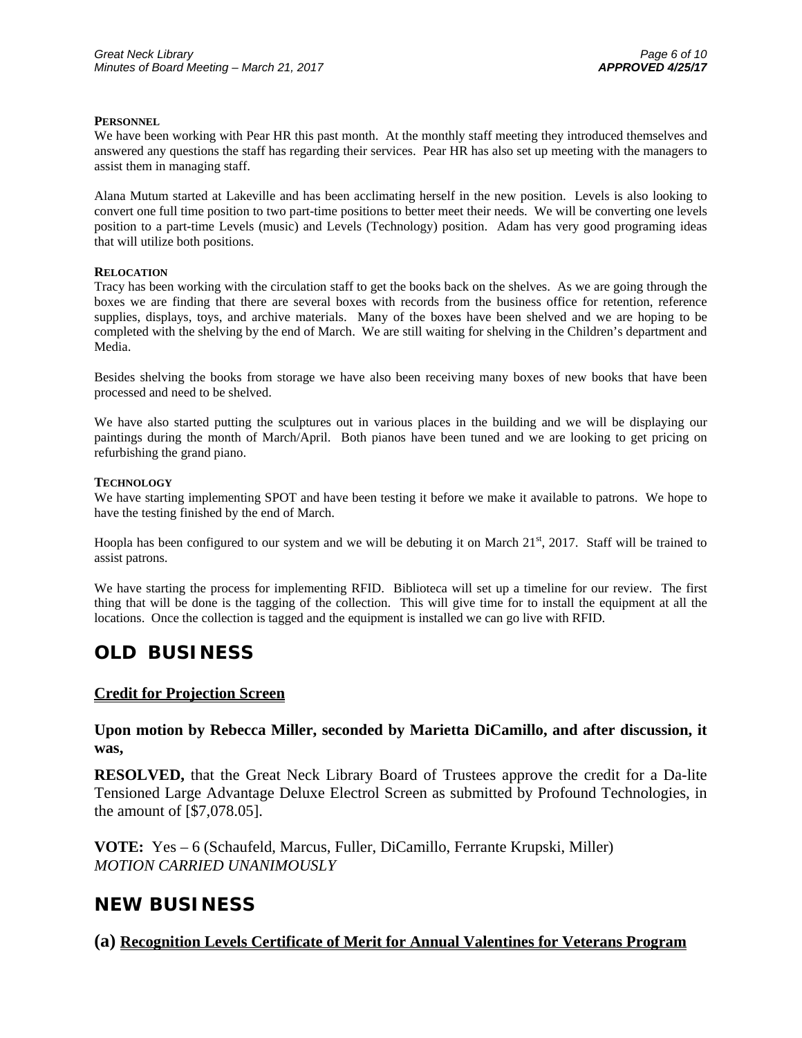**PERSONNEL**

We have been working with Pear HR this past month. At the monthly staff meeting they introduced themselves and answered any questions the staff has regarding their services. Pear HR has also set up meeting with the managers to assist them in managing staff.

Alana Mutum started at Lakeville and has been acclimating herself in the new position. Levels is also looking to convert one full time position to two part-time positions to better meet their needs. We will be converting one levels position to a part-time Levels (music) and Levels (Technology) position. Adam has very good programing ideas that will utilize both positions.

**RELOCATION**

Tracy has been working with the circulation staff to get the books back on the shelves. As we are going through the boxes we are finding that there are several boxes with records from the business office for retention, reference supplies, displays, toys, and archive materials. Many of the boxes have been shelved and we are hoping to be completed with the shelving by the end of March. We are still waiting for shelving in the Children's department and Media.

Besides shelving the books from storage we have also been receiving many boxes of new books that have been processed and need to be shelved.

We have also started putting the sculptures out in various places in the building and we will be displaying our paintings during the month of March/April. Both pianos have been tuned and we are looking to get pricing on refurbishing the grand piano.

**TECHNOLOGY**

We have starting implementing SPOT and have been testing it before we make it available to patrons. We hope to have the testing finished by the end of March.

Hoopla has been configured to our system and we will be debuting it on March 21st, 2017. Staff will be trained to assist patrons.

We have starting the process for implementing RFID. Biblioteca will set up a timeline for our review. The first thing that will be done is the tagging of the collection. This will give time for to install the equipment at all the locations. Once the collection is tagged and the equipment is installed we can go live with RFID.

# OLD BUSINESS

**Credit for Projection Screen**

**Upon motion by Rebecca Miller, seconded by Marietta DiCamillo, and after discussion, it was,**

**RESOLVED,** that the Great Neck Library Board of Trustees approve the credit for a Da-lite Tensioned Large Advantage Deluxe Electrol Screen as submitted by Profound Technologies, in the amount of [$7,078.05].

**VOTE:** Yes – 6 (Schaufeld, Marcus, Fuller, DiCamillo, Ferrante Krupski, Miller)
*MOTION CARRIED UNANIMOUSLY*

# NEW BUSINESS

**(a) Recognition Levels Certificate of Merit for Annual Valentines for Veterans Program**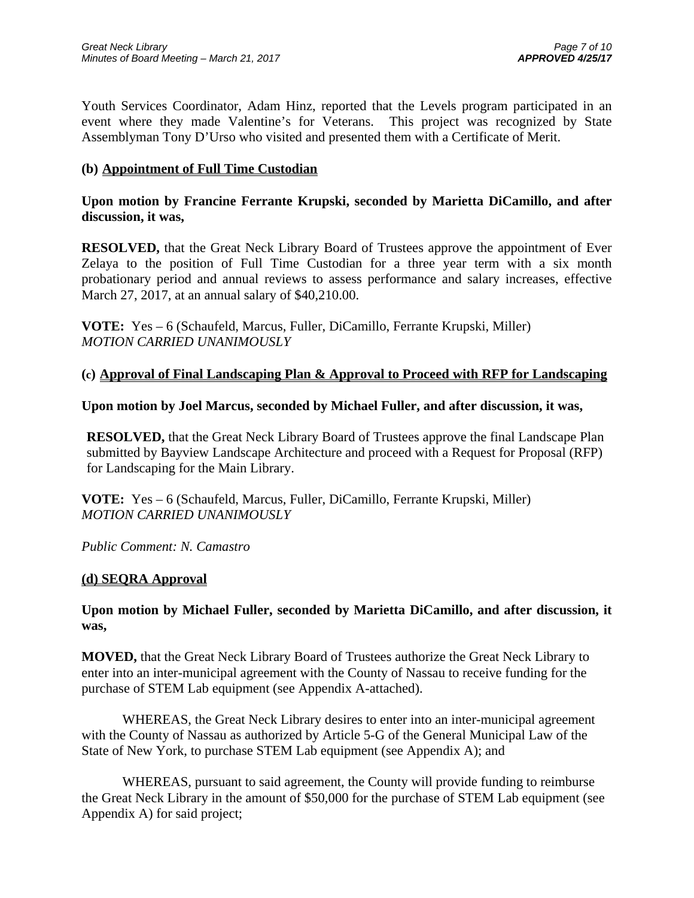Youth Services Coordinator, Adam Hinz, reported that the Levels program participated in an event where they made Valentine's for Veterans. This project was recognized by State Assemblyman Tony D'Urso who visited and presented them with a Certificate of Merit.

**(b) Appointment of Full Time Custodian**

**Upon motion by Francine Ferrante Krupski, seconded by Marietta DiCamillo, and after discussion, it was,**

**RESOLVED,** that the Great Neck Library Board of Trustees approve the appointment of Ever Zelaya to the position of Full Time Custodian for a three year term with a six month probationary period and annual reviews to assess performance and salary increases, effective March 27, 2017, at an annual salary of $40,210.00.

**VOTE:** Yes – 6 (Schaufeld, Marcus, Fuller, DiCamillo, Ferrante Krupski, Miller)
*MOTION CARRIED UNANIMOUSLY*

**(c) Approval of Final Landscaping Plan & Approval to Proceed with RFP for Landscaping**

**Upon motion by Joel Marcus, seconded by Michael Fuller, and after discussion, it was,**

**RESOLVED,** that the Great Neck Library Board of Trustees approve the final Landscape Plan submitted by Bayview Landscape Architecture and proceed with a Request for Proposal (RFP) for Landscaping for the Main Library.

**VOTE:** Yes – 6 (Schaufeld, Marcus, Fuller, DiCamillo, Ferrante Krupski, Miller)
*MOTION CARRIED UNANIMOUSLY*

*Public Comment: N. Camastro*

**(d) SEQRA Approval**

**Upon motion by Michael Fuller, seconded by Marietta DiCamillo, and after discussion, it was,**

**MOVED,** that the Great Neck Library Board of Trustees authorize the Great Neck Library to enter into an inter-municipal agreement with the County of Nassau to receive funding for the purchase of STEM Lab equipment (see Appendix A-attached).

WHEREAS, the Great Neck Library desires to enter into an inter-municipal agreement with the County of Nassau as authorized by Article 5-G of the General Municipal Law of the State of New York, to purchase STEM Lab equipment (see Appendix A); and

WHEREAS, pursuant to said agreement, the County will provide funding to reimburse the Great Neck Library in the amount of $50,000 for the purchase of STEM Lab equipment (see Appendix A) for said project;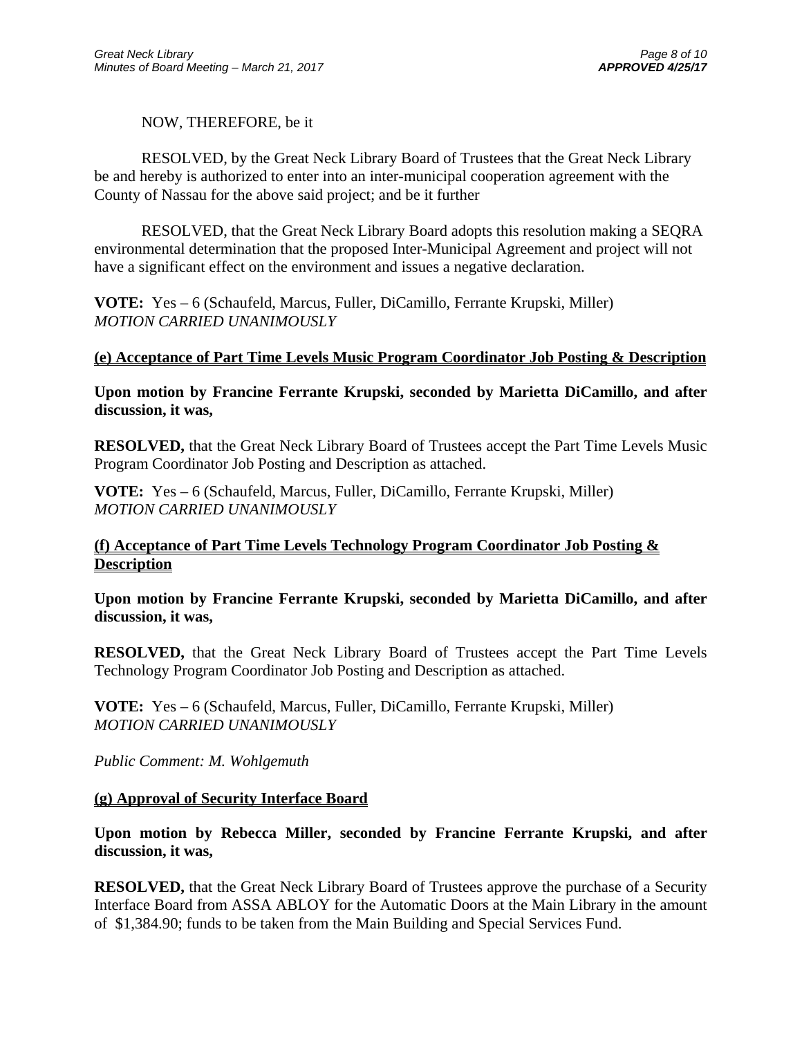NOW, THEREFORE, be it

RESOLVED, by the Great Neck Library Board of Trustees that the Great Neck Library be and hereby is authorized to enter into an inter-municipal cooperation agreement with the County of Nassau for the above said project; and be it further

RESOLVED, that the Great Neck Library Board adopts this resolution making a SEQRA environmental determination that the proposed Inter-Municipal Agreement and project will not have a significant effect on the environment and issues a negative declaration.

**VOTE:** Yes – 6 (Schaufeld, Marcus, Fuller, DiCamillo, Ferrante Krupski, Miller)
*MOTION CARRIED UNANIMOUSLY*

**(e) Acceptance of Part Time Levels Music Program Coordinator Job Posting & Description**

**Upon motion by Francine Ferrante Krupski, seconded by Marietta DiCamillo, and after discussion, it was,**

**RESOLVED,** that the Great Neck Library Board of Trustees accept the Part Time Levels Music Program Coordinator Job Posting and Description as attached.

**VOTE:** Yes – 6 (Schaufeld, Marcus, Fuller, DiCamillo, Ferrante Krupski, Miller)
*MOTION CARRIED UNANIMOUSLY*

**(f) Acceptance of Part Time Levels Technology Program Coordinator Job Posting & Description**

**Upon motion by Francine Ferrante Krupski, seconded by Marietta DiCamillo, and after discussion, it was,**

**RESOLVED,** that the Great Neck Library Board of Trustees accept the Part Time Levels Technology Program Coordinator Job Posting and Description as attached.

**VOTE:** Yes – 6 (Schaufeld, Marcus, Fuller, DiCamillo, Ferrante Krupski, Miller)
*MOTION CARRIED UNANIMOUSLY*

*Public Comment: M. Wohlgemuth*

**(g) Approval of Security Interface Board**

**Upon motion by Rebecca Miller, seconded by Francine Ferrante Krupski, and after discussion, it was,**

**RESOLVED,** that the Great Neck Library Board of Trustees approve the purchase of a Security Interface Board from ASSA ABLOY for the Automatic Doors at the Main Library in the amount of $1,384.90; funds to be taken from the Main Building and Special Services Fund.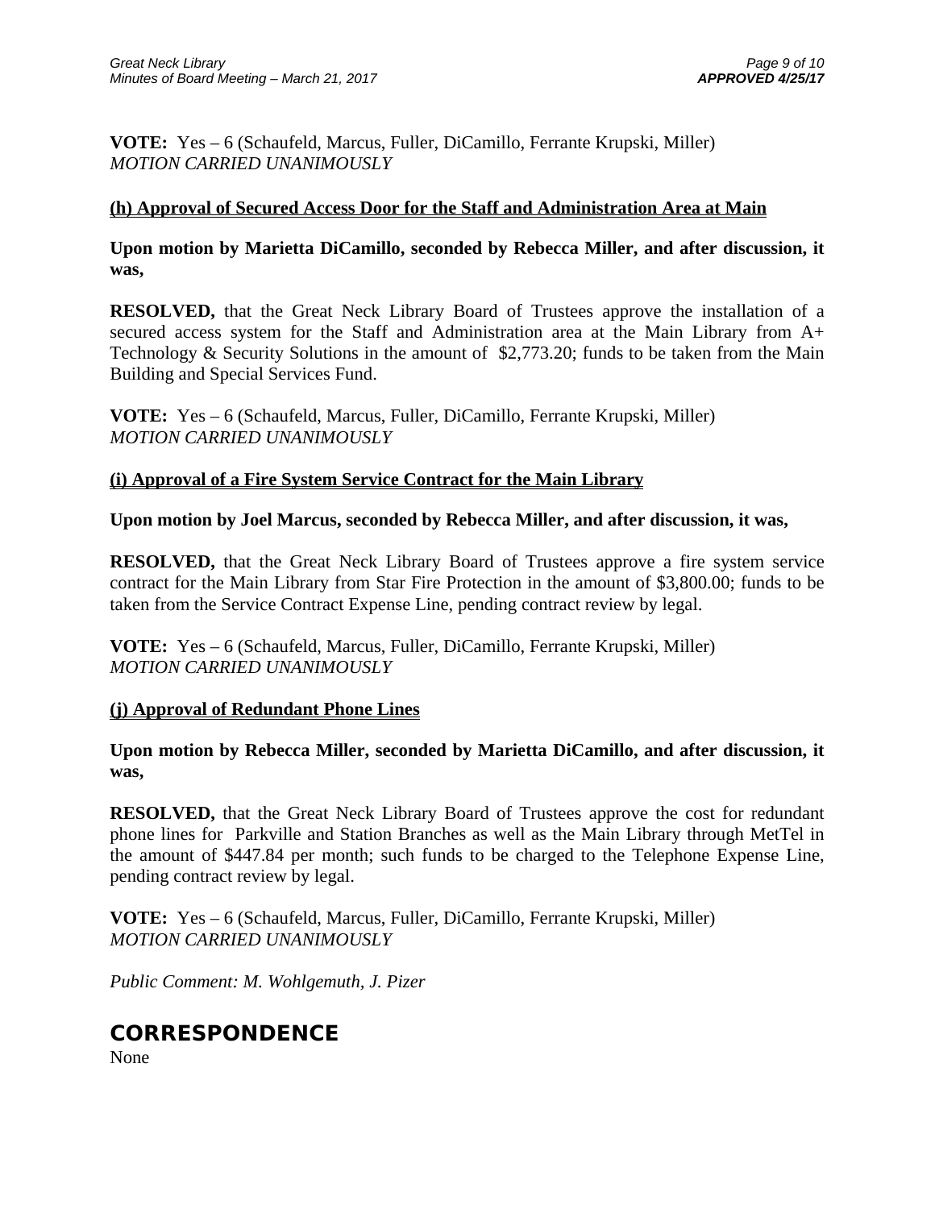**VOTE:** Yes – 6 (Schaufeld, Marcus, Fuller, DiCamillo, Ferrante Krupski, Miller)
*MOTION CARRIED UNANIMOUSLY*

**(h) Approval of Secured Access Door for the Staff and Administration Area at Main**

**Upon motion by Marietta DiCamillo, seconded by Rebecca Miller, and after discussion, it was,**

**RESOLVED,** that the Great Neck Library Board of Trustees approve the installation of a secured access system for the Staff and Administration area at the Main Library from A+ Technology & Security Solutions in the amount of $2,773.20; funds to be taken from the Main Building and Special Services Fund.

**VOTE:** Yes – 6 (Schaufeld, Marcus, Fuller, DiCamillo, Ferrante Krupski, Miller)
*MOTION CARRIED UNANIMOUSLY*

**(i) Approval of a Fire System Service Contract for the Main Library**

**Upon motion by Joel Marcus, seconded by Rebecca Miller, and after discussion, it was,**

**RESOLVED,** that the Great Neck Library Board of Trustees approve a fire system service contract for the Main Library from Star Fire Protection in the amount of $3,800.00; funds to be taken from the Service Contract Expense Line, pending contract review by legal.

**VOTE:** Yes – 6 (Schaufeld, Marcus, Fuller, DiCamillo, Ferrante Krupski, Miller)
*MOTION CARRIED UNANIMOUSLY*

**(j) Approval of Redundant Phone Lines**

**Upon motion by Rebecca Miller, seconded by Marietta DiCamillo, and after discussion, it was,**

**RESOLVED,** that the Great Neck Library Board of Trustees approve the cost for redundant phone lines for Parkville and Station Branches as well as the Main Library through MetTel in the amount of $447.84 per month; such funds to be charged to the Telephone Expense Line, pending contract review by legal.

**VOTE:** Yes – 6 (Schaufeld, Marcus, Fuller, DiCamillo, Ferrante Krupski, Miller)
*MOTION CARRIED UNANIMOUSLY*

*Public Comment: M. Wohlgemuth, J. Pizer*

## CORRESPONDENCE

None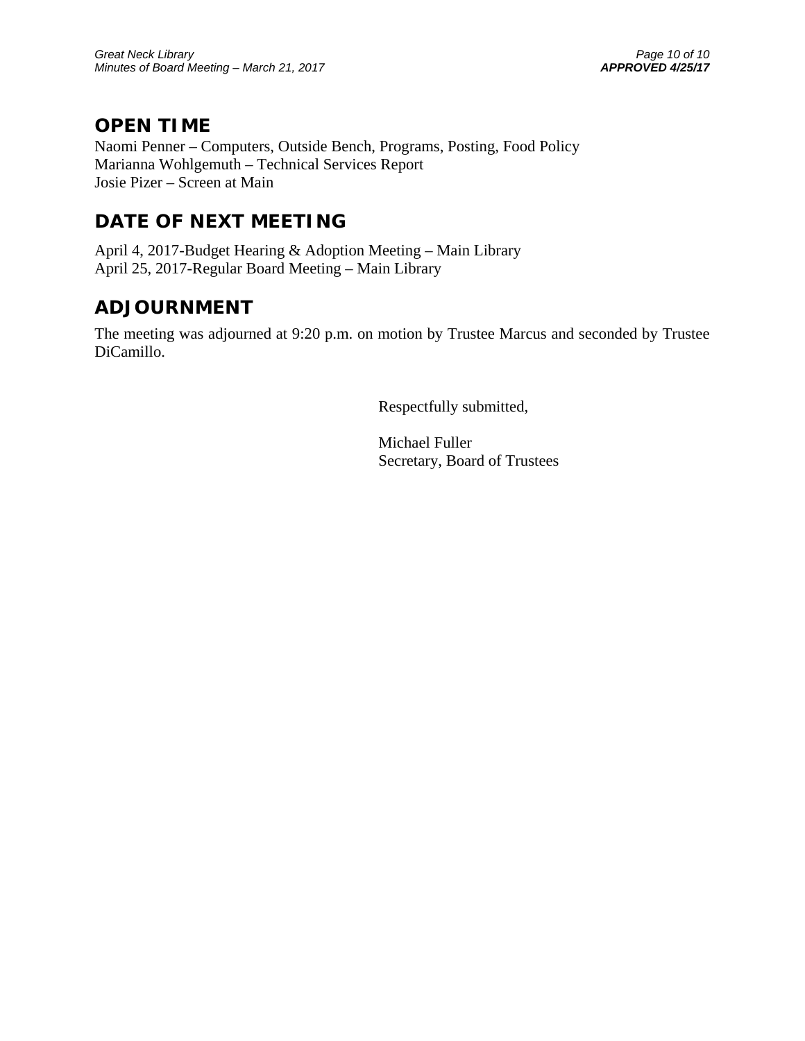## OPEN TIME

Naomi Penner – Computers, Outside Bench, Programs, Posting, Food Policy
Marianna Wohlgemuth – Technical Services Report
Josie Pizer – Screen at Main

## DATE OF NEXT MEETING

April 4, 2017-Budget Hearing & Adoption Meeting – Main Library
April 25, 2017-Regular Board Meeting – Main Library

## ADJOURNMENT

The meeting was adjourned at 9:20 p.m. on motion by Trustee Marcus and seconded by Trustee DiCamillo.

Respectfully submitted,

Michael Fuller
Secretary, Board of Trustees